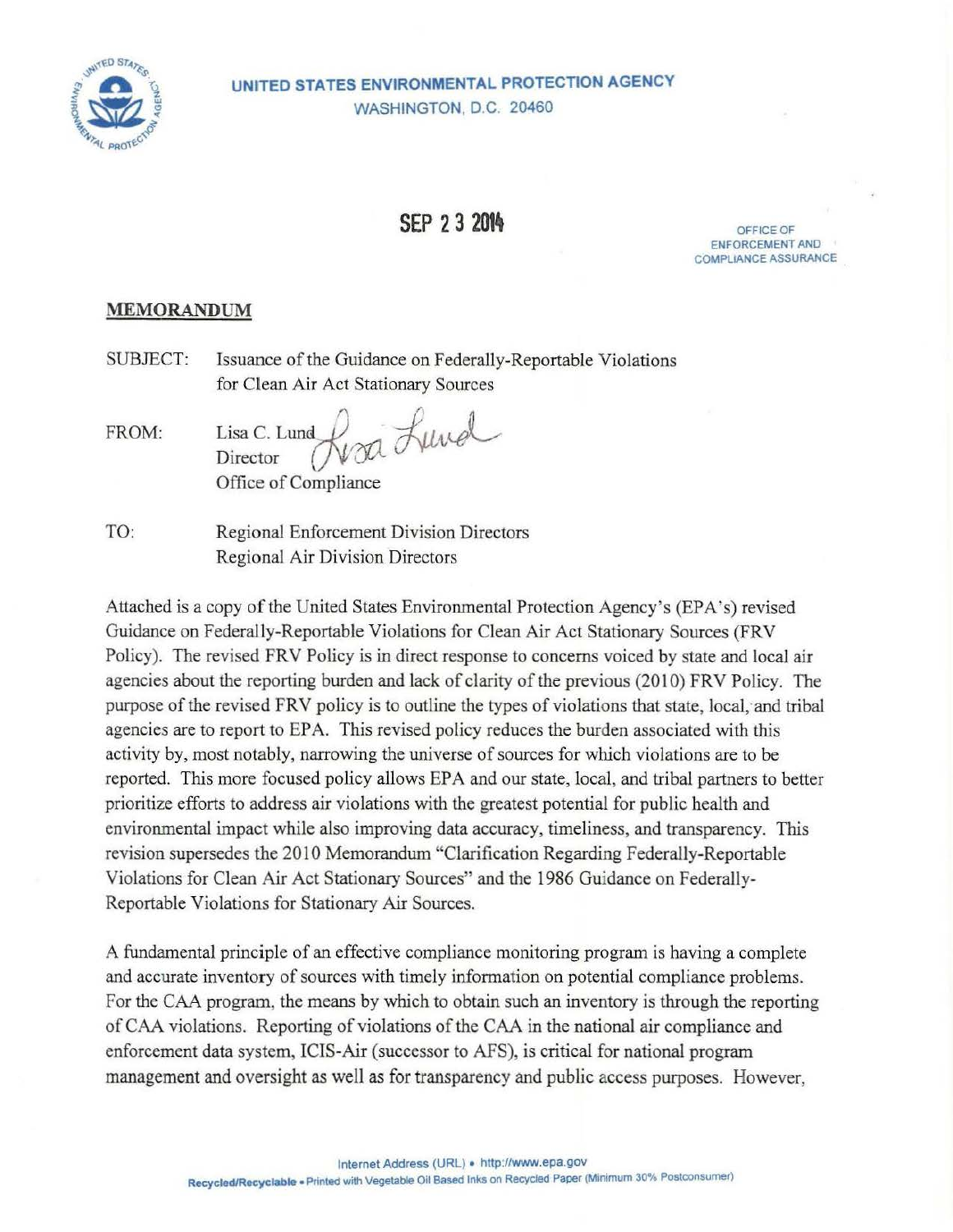UNITED STATES ENVIRONMENTAL PROTECTION AGENCY
WASHINGTON, D.C. 20460

SEP 23 2014

OFFICE OF
ENFORCEMENT AND
COMPLIANCE ASSURANCE

## MEMORANDUM

SUBJECT: Issuance of the Guidance on Federally-Reportable Violations for Clean Air Act Stationary Sources

FROM: Lisa C. Lund
Director
Office of Compliance

TO: Regional Enforcement Division Directors
Regional Air Division Directors

Attached is a copy of the United States Environmental Protection Agency's (EPA's) revised Guidance on Federally-Reportable Violations for Clean Air Act Stationary Sources (FRV Policy). The revised FRV Policy is in direct response to concerns voiced by state and local air agencies about the reporting burden and lack of clarity of the previous (2010) FRV Policy. The purpose of the revised FRV policy is to outline the types of violations that state, local, and tribal agencies are to report to EPA. This revised policy reduces the burden associated with this activity by, most notably, narrowing the universe of sources for which violations are to be reported. This more focused policy allows EPA and our state, local, and tribal partners to better prioritize efforts to address air violations with the greatest potential for public health and environmental impact while also improving data accuracy, timeliness, and transparency. This revision supersedes the 2010 Memorandum "Clarification Regarding Federally-Reportable Violations for Clean Air Act Stationary Sources" and the 1986 Guidance on Federally-Reportable Violations for Stationary Air Sources.

A fundamental principle of an effective compliance monitoring program is having a complete and accurate inventory of sources with timely information on potential compliance problems. For the CAA program, the means by which to obtain such an inventory is through the reporting of CAA violations. Reporting of violations of the CAA in the national air compliance and enforcement data system, ICIS-Air (successor to AFS), is critical for national program management and oversight as well as for transparency and public access purposes. However,

Internet Address (URL) • http://www.epa.gov
Recycled/Recyclable • Printed with Vegetable Oil Based Inks on Recycled Paper (Minimum 30% Postconsumer)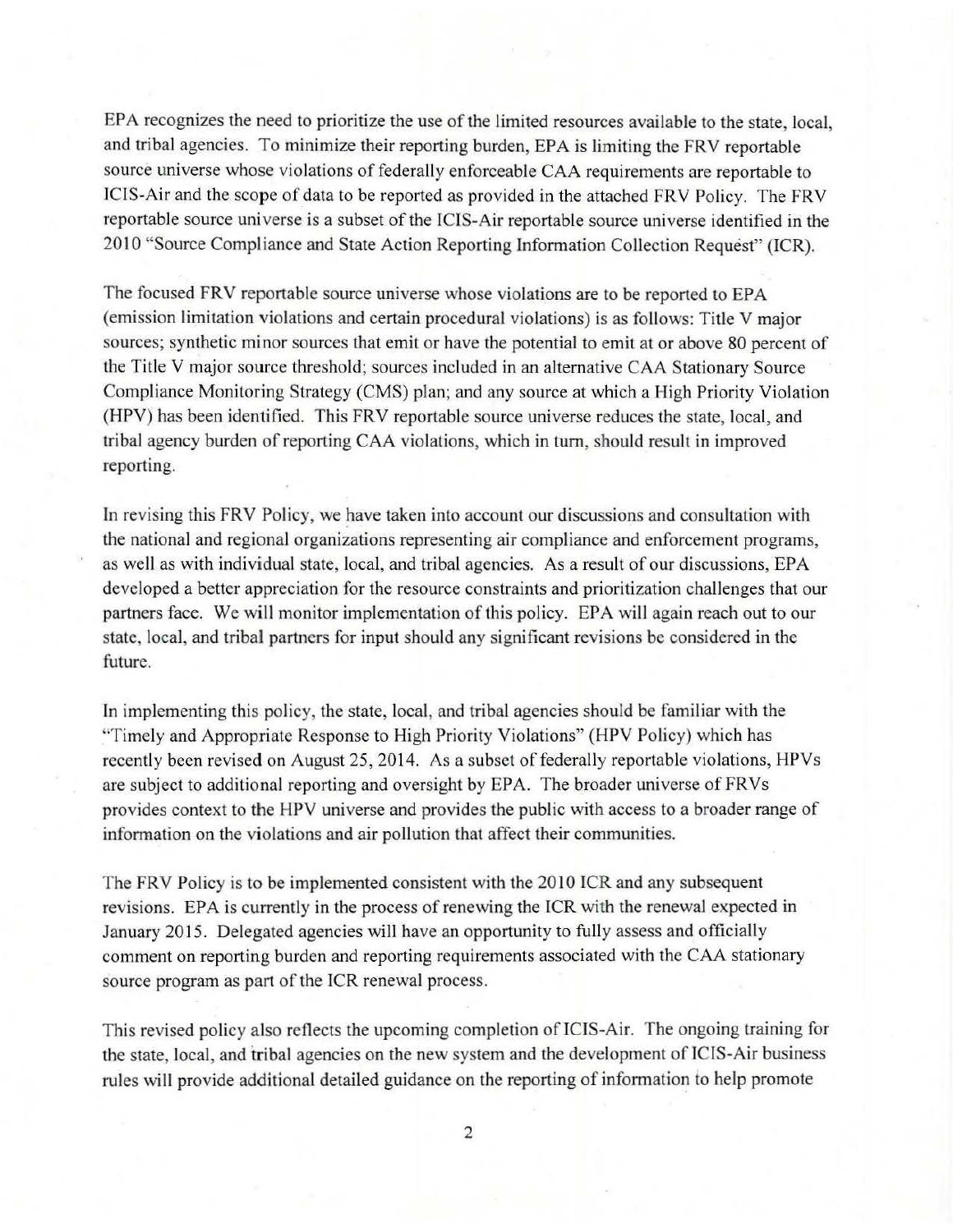EPA recognizes the need to prioritize the use of the limited resources available to the state, local, and tribal agencies. To minimize their reporting burden, EPA is limiting the FRV reportable source universe whose violations of federally enforceable CAA requirements are reportable to ICIS-Air and the scope of data to be reported as provided in the attached FRV Policy. The FRV reportable source universe is a subset of the ICIS-Air reportable source universe identified in the 2010 "Source Compliance and State Action Reporting Information Collection Request" (ICR).

The focused FRV reportable source universe whose violations are to be reported to EPA (emission limitation violations and certain procedural violations) is as follows: Title V major sources; synthetic minor sources that emit or have the potential to emit at or above 80 percent of the Title V major source threshold; sources included in an alternative CAA Stationary Source Compliance Monitoring Strategy (CMS) plan; and any source at which a High Priority Violation (HPV) has been identified. This FRV reportable source universe reduces the state, local, and tribal agency burden of reporting CAA violations, which in turn, should result in improved reporting.

In revising this FRV Policy, we have taken into account our discussions and consultation with the national and regional organizations representing air compliance and enforcement programs, as well as with individual state, local, and tribal agencies. As a result of our discussions, EPA developed a better appreciation for the resource constraints and prioritization challenges that our partners face. We will monitor implementation of this policy. EPA will again reach out to our state, local, and tribal partners for input should any significant revisions be considered in the future.

In implementing this policy, the state, local, and tribal agencies should be familiar with the "Timely and Appropriate Response to High Priority Violations" (HPV Policy) which has recently been revised on August 25, 2014. As a subset of federally reportable violations, HPVs are subject to additional reporting and oversight by EPA. The broader universe of FRVs provides context to the HPV universe and provides the public with access to a broader range of information on the violations and air pollution that affect their communities.

The FRV Policy is to be implemented consistent with the 2010 ICR and any subsequent revisions. EPA is currently in the process of renewing the ICR with the renewal expected in January 2015. Delegated agencies will have an opportunity to fully assess and officially comment on reporting burden and reporting requirements associated with the CAA stationary source program as part of the ICR renewal process.

This revised policy also reflects the upcoming completion of ICIS-Air. The ongoing training for the state, local, and tribal agencies on the new system and the development of ICIS-Air business rules will provide additional detailed guidance on the reporting of information to help promote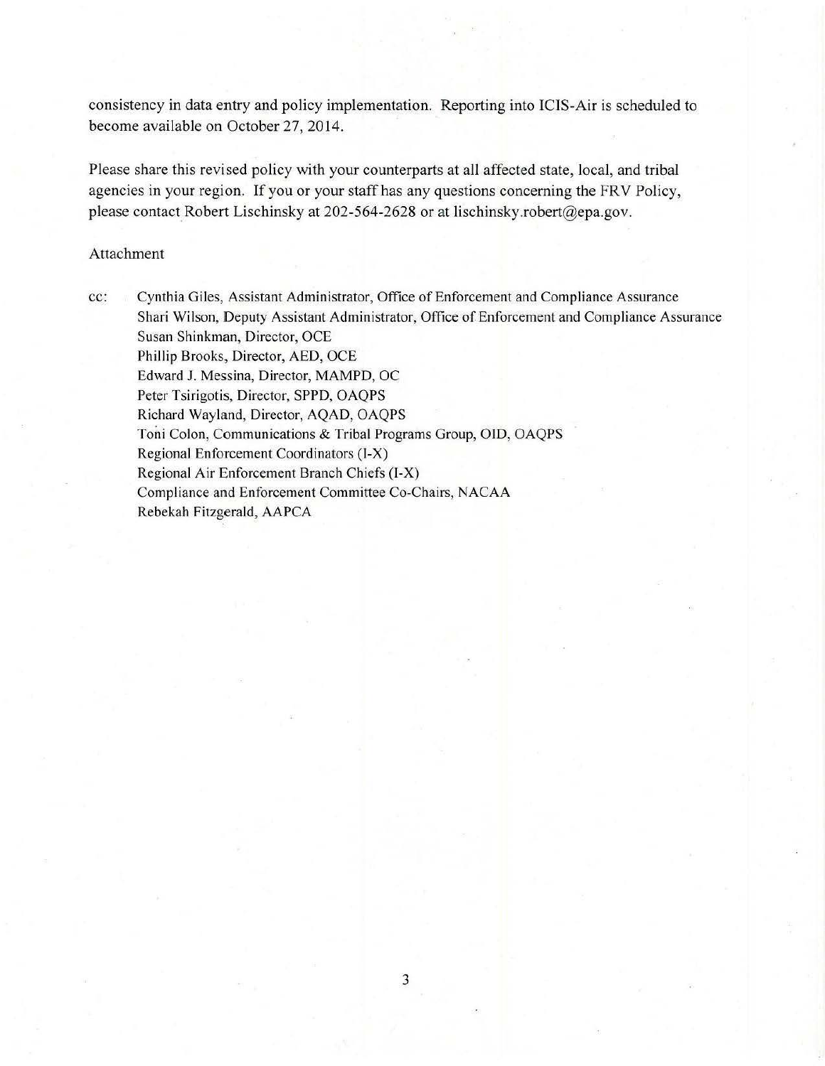consistency in data entry and policy implementation. Reporting into ICIS-Air is scheduled to become available on October 27, 2014.

Please share this revised policy with your counterparts at all affected state, local, and tribal agencies in your region. If you or your staff has any questions concerning the FRV Policy, please contact Robert Lischinsky at 202-564-2628 or at lischinsky.robert@epa.gov.

Attachment

cc: Cynthia Giles, Assistant Administrator, Office of Enforcement and Compliance Assurance
Shari Wilson, Deputy Assistant Administrator, Office of Enforcement and Compliance Assurance
Susan Shinkman, Director, OCE
Phillip Brooks, Director, AED, OCE
Edward J. Messina, Director, MAMPD, OC
Peter Tsirigotis, Director, SPPD, OAQPS
Richard Wayland, Director, AQAD, OAQPS
Toni Colon, Communications & Tribal Programs Group, OID, OAQPS
Regional Enforcement Coordinators (I-X)
Regional Air Enforcement Branch Chiefs (I-X)
Compliance and Enforcement Committee Co-Chairs, NACAA
Rebekah Fitzgerald, AAPCA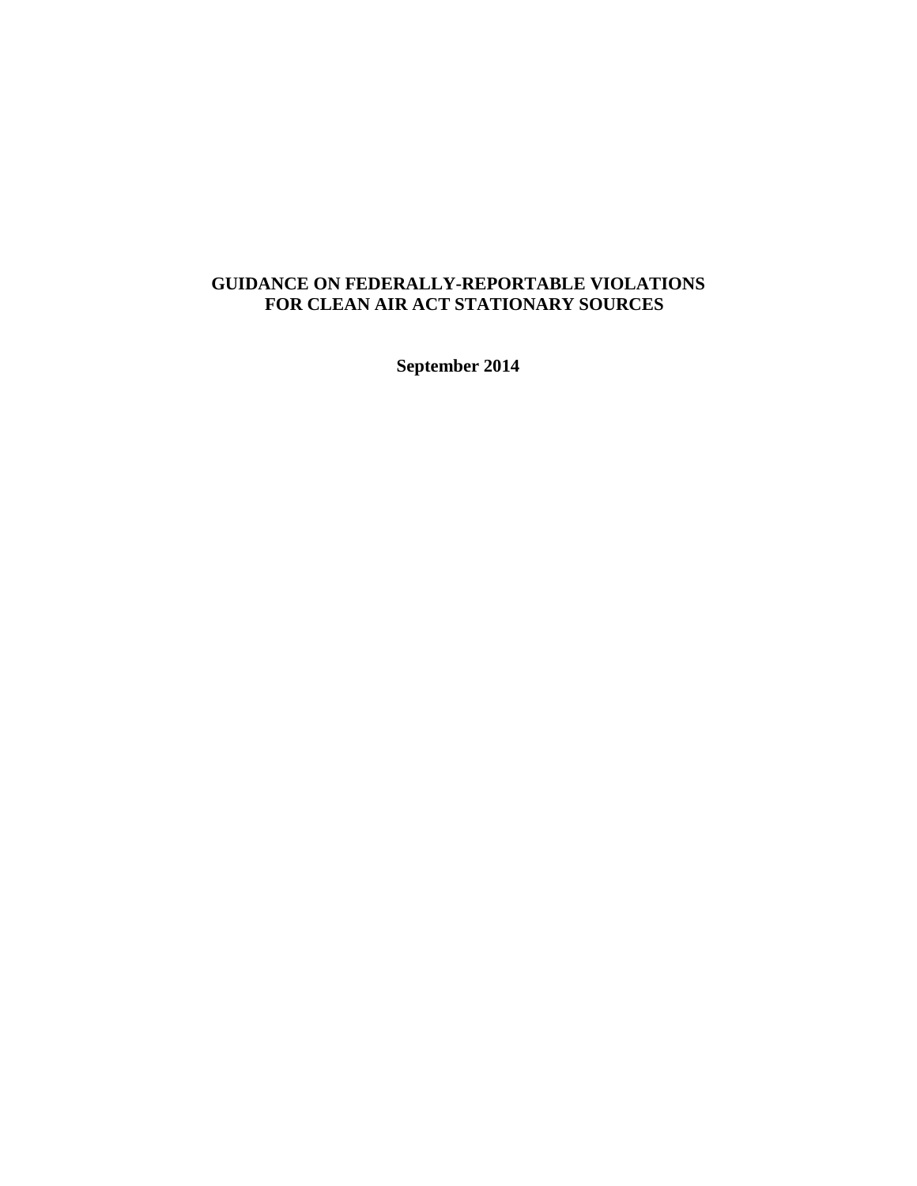# GUIDANCE ON FEDERALLY-REPORTABLE VIOLATIONS FOR CLEAN AIR ACT STATIONARY SOURCES

**September 2014**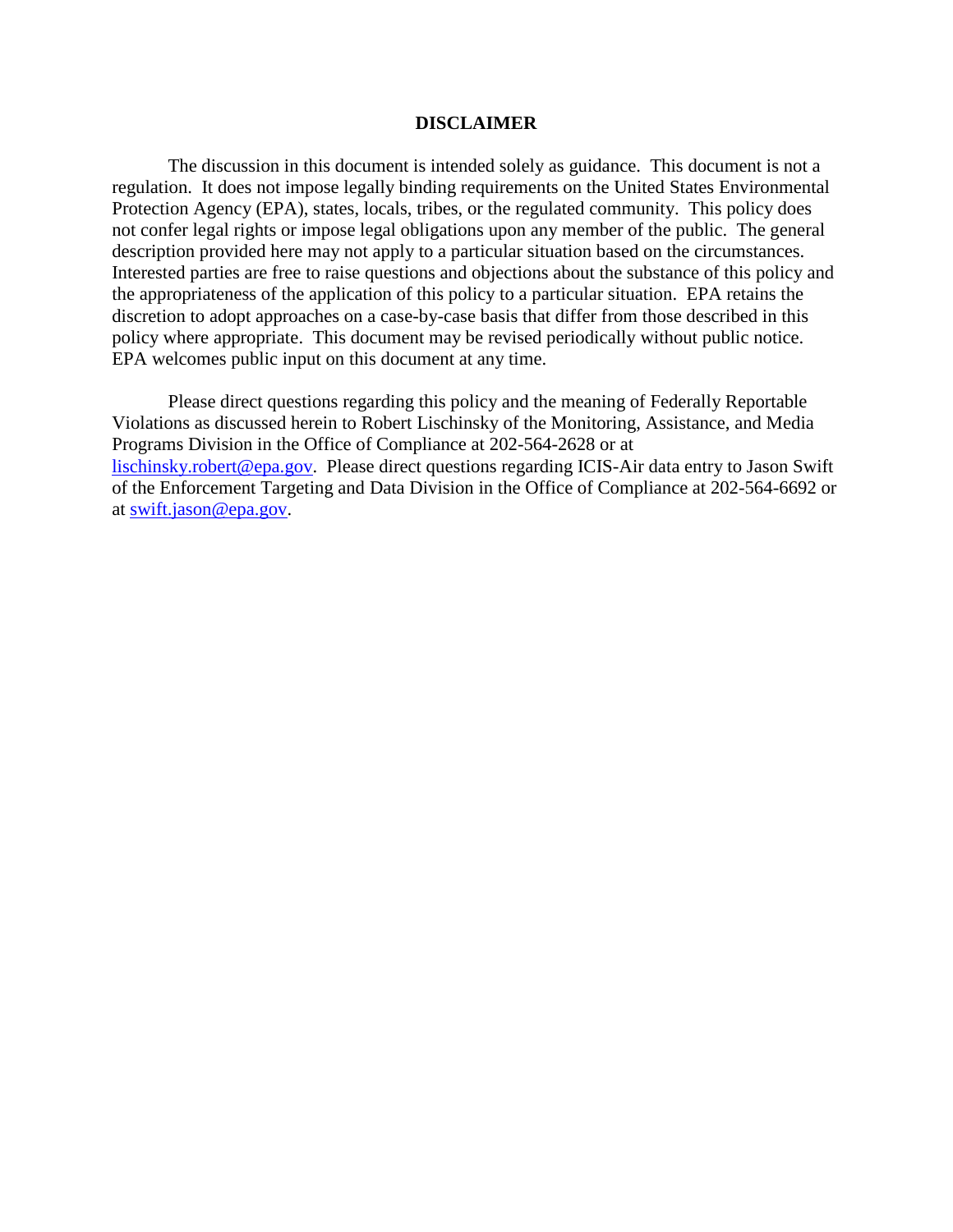## DISCLAIMER

The discussion in this document is intended solely as guidance. This document is not a regulation. It does not impose legally binding requirements on the United States Environmental Protection Agency (EPA), states, locals, tribes, or the regulated community. This policy does not confer legal rights or impose legal obligations upon any member of the public. The general description provided here may not apply to a particular situation based on the circumstances. Interested parties are free to raise questions and objections about the substance of this policy and the appropriateness of the application of this policy to a particular situation. EPA retains the discretion to adopt approaches on a case-by-case basis that differ from those described in this policy where appropriate. This document may be revised periodically without public notice. EPA welcomes public input on this document at any time.

Please direct questions regarding this policy and the meaning of Federally Reportable Violations as discussed herein to Robert Lischinsky of the Monitoring, Assistance, and Media Programs Division in the Office of Compliance at 202-564-2628 or at lischinsky.robert@epa.gov. Please direct questions regarding ICIS-Air data entry to Jason Swift of the Enforcement Targeting and Data Division in the Office of Compliance at 202-564-6692 or at swift.jason@epa.gov.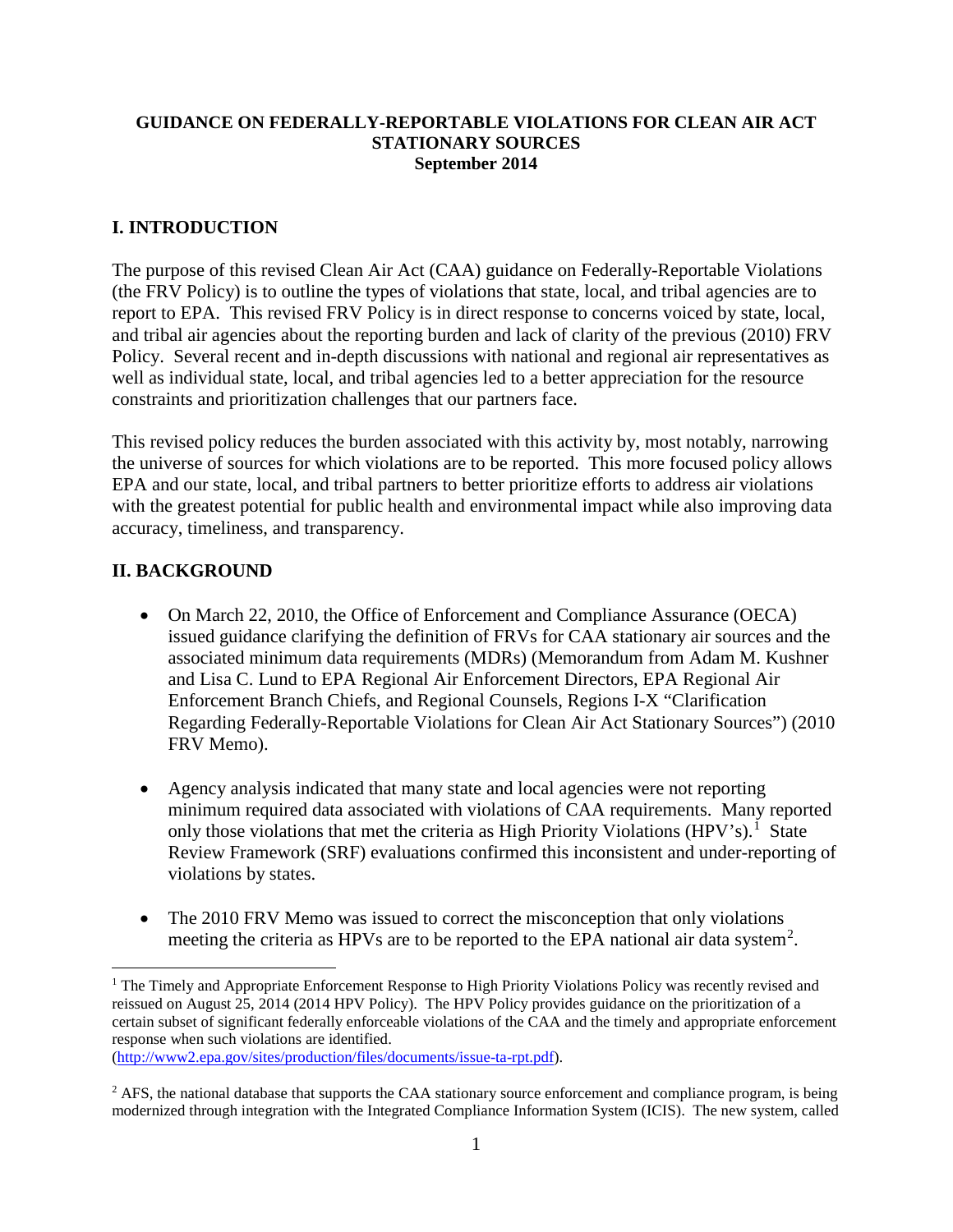**GUIDANCE ON FEDERALLY-REPORTABLE VIOLATIONS FOR CLEAN AIR ACT STATIONARY SOURCES**
**September 2014**

## I. INTRODUCTION

The purpose of this revised Clean Air Act (CAA) guidance on Federally-Reportable Violations (the FRV Policy) is to outline the types of violations that state, local, and tribal agencies are to report to EPA. This revised FRV Policy is in direct response to concerns voiced by state, local, and tribal air agencies about the reporting burden and lack of clarity of the previous (2010) FRV Policy. Several recent and in-depth discussions with national and regional air representatives as well as individual state, local, and tribal agencies led to a better appreciation for the resource constraints and prioritization challenges that our partners face.

This revised policy reduces the burden associated with this activity by, most notably, narrowing the universe of sources for which violations are to be reported. This more focused policy allows EPA and our state, local, and tribal partners to better prioritize efforts to address air violations with the greatest potential for public health and environmental impact while also improving data accuracy, timeliness, and transparency.

## II. BACKGROUND

- On March 22, 2010, the Office of Enforcement and Compliance Assurance (OECA) issued guidance clarifying the definition of FRVs for CAA stationary air sources and the associated minimum data requirements (MDRs) (Memorandum from Adam M. Kushner and Lisa C. Lund to EPA Regional Air Enforcement Directors, EPA Regional Air Enforcement Branch Chiefs, and Regional Counsels, Regions I-X "Clarification Regarding Federally-Reportable Violations for Clean Air Act Stationary Sources") (2010 FRV Memo).

- Agency analysis indicated that many state and local agencies were not reporting minimum required data associated with violations of CAA requirements. Many reported only those violations that met the criteria as High Priority Violations (HPV's).[1] State Review Framework (SRF) evaluations confirmed this inconsistent and under-reporting of violations by states.

- The 2010 FRV Memo was issued to correct the misconception that only violations meeting the criteria as HPVs are to be reported to the EPA national air data system[2].

[1] The Timely and Appropriate Enforcement Response to High Priority Violations Policy was recently revised and reissued on August 25, 2014 (2014 HPV Policy). The HPV Policy provides guidance on the prioritization of a certain subset of significant federally enforceable violations of the CAA and the timely and appropriate enforcement response when such violations are identified.
(http://www2.epa.gov/sites/production/files/documents/issue-ta-rpt.pdf).

[2] AFS, the national database that supports the CAA stationary source enforcement and compliance program, is being modernized through integration with the Integrated Compliance Information System (ICIS). The new system, called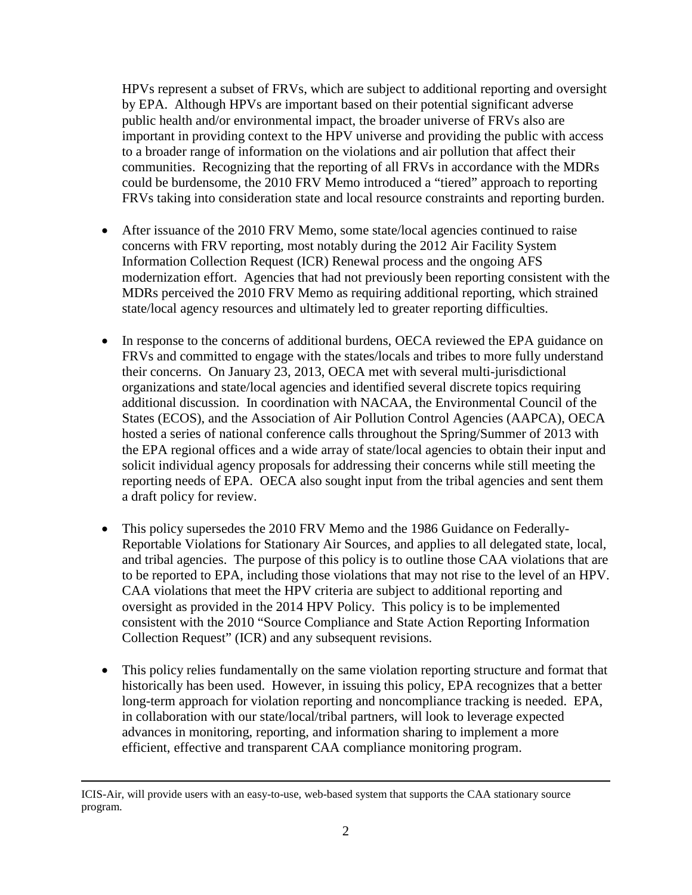HPVs represent a subset of FRVs, which are subject to additional reporting and oversight by EPA. Although HPVs are important based on their potential significant adverse public health and/or environmental impact, the broader universe of FRVs also are important in providing context to the HPV universe and providing the public with access to a broader range of information on the violations and air pollution that affect their communities. Recognizing that the reporting of all FRVs in accordance with the MDRs could be burdensome, the 2010 FRV Memo introduced a "tiered" approach to reporting FRVs taking into consideration state and local resource constraints and reporting burden.

- After issuance of the 2010 FRV Memo, some state/local agencies continued to raise concerns with FRV reporting, most notably during the 2012 Air Facility System Information Collection Request (ICR) Renewal process and the ongoing AFS modernization effort. Agencies that had not previously been reporting consistent with the MDRs perceived the 2010 FRV Memo as requiring additional reporting, which strained state/local agency resources and ultimately led to greater reporting difficulties.

- In response to the concerns of additional burdens, OECA reviewed the EPA guidance on FRVs and committed to engage with the states/locals and tribes to more fully understand their concerns. On January 23, 2013, OECA met with several multi-jurisdictional organizations and state/local agencies and identified several discrete topics requiring additional discussion. In coordination with NACAA, the Environmental Council of the States (ECOS), and the Association of Air Pollution Control Agencies (AAPCA), OECA hosted a series of national conference calls throughout the Spring/Summer of 2013 with the EPA regional offices and a wide array of state/local agencies to obtain their input and solicit individual agency proposals for addressing their concerns while still meeting the reporting needs of EPA. OECA also sought input from the tribal agencies and sent them a draft policy for review.

- This policy supersedes the 2010 FRV Memo and the 1986 Guidance on Federally-Reportable Violations for Stationary Air Sources, and applies to all delegated state, local, and tribal agencies. The purpose of this policy is to outline those CAA violations that are to be reported to EPA, including those violations that may not rise to the level of an HPV. CAA violations that meet the HPV criteria are subject to additional reporting and oversight as provided in the 2014 HPV Policy. This policy is to be implemented consistent with the 2010 "Source Compliance and State Action Reporting Information Collection Request" (ICR) and any subsequent revisions.

- This policy relies fundamentally on the same violation reporting structure and format that historically has been used. However, in issuing this policy, EPA recognizes that a better long-term approach for violation reporting and noncompliance tracking is needed. EPA, in collaboration with our state/local/tribal partners, will look to leverage expected advances in monitoring, reporting, and information sharing to implement a more efficient, effective and transparent CAA compliance monitoring program.

---

ICIS-Air, will provide users with an easy-to-use, web-based system that supports the CAA stationary source program.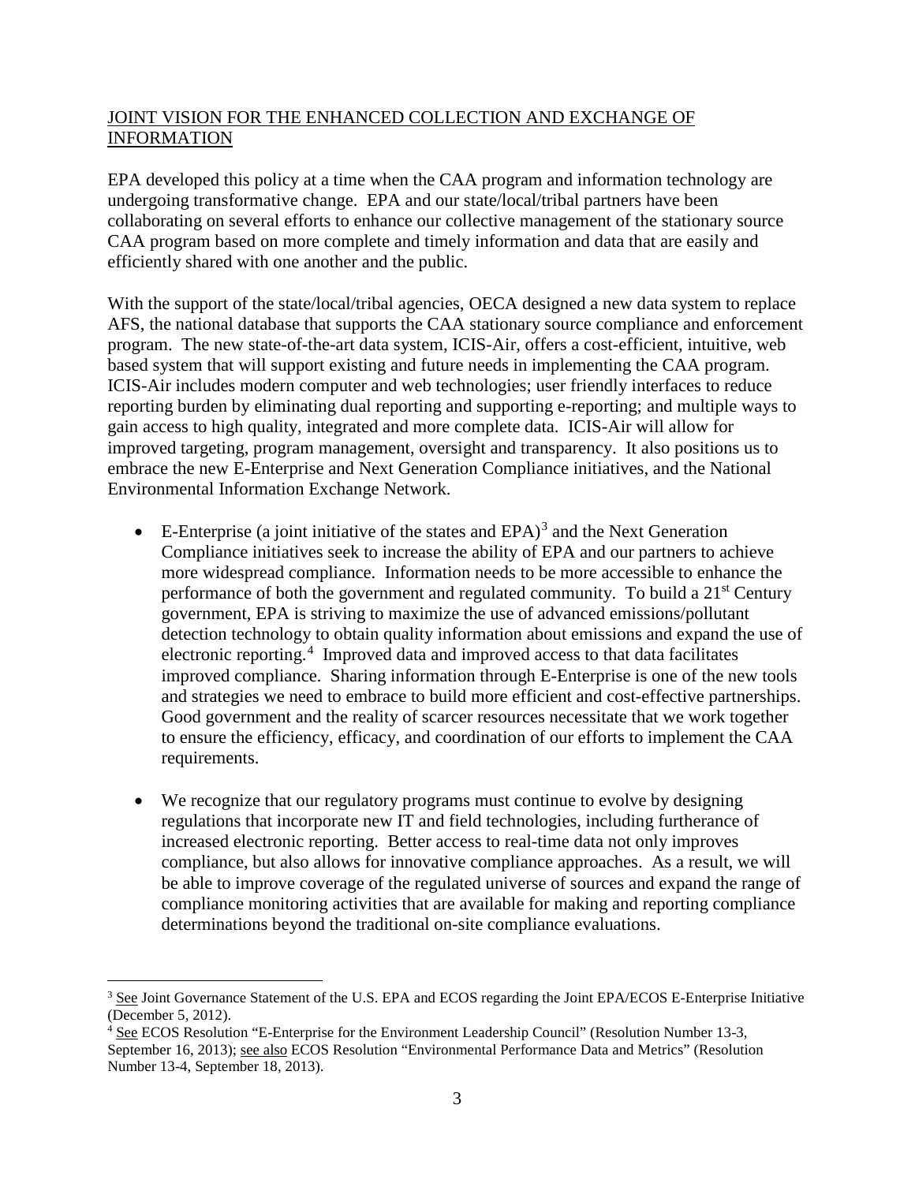## JOINT VISION FOR THE ENHANCED COLLECTION AND EXCHANGE OF INFORMATION

EPA developed this policy at a time when the CAA program and information technology are undergoing transformative change. EPA and our state/local/tribal partners have been collaborating on several efforts to enhance our collective management of the stationary source CAA program based on more complete and timely information and data that are easily and efficiently shared with one another and the public.

With the support of the state/local/tribal agencies, OECA designed a new data system to replace AFS, the national database that supports the CAA stationary source compliance and enforcement program. The new state-of-the-art data system, ICIS-Air, offers a cost-efficient, intuitive, web based system that will support existing and future needs in implementing the CAA program. ICIS-Air includes modern computer and web technologies; user friendly interfaces to reduce reporting burden by eliminating dual reporting and supporting e-reporting; and multiple ways to gain access to high quality, integrated and more complete data. ICIS-Air will allow for improved targeting, program management, oversight and transparency. It also positions us to embrace the new E-Enterprise and Next Generation Compliance initiatives, and the National Environmental Information Exchange Network.

- E-Enterprise (a joint initiative of the states and EPA)[3] and the Next Generation Compliance initiatives seek to increase the ability of EPA and our partners to achieve more widespread compliance. Information needs to be more accessible to enhance the performance of both the government and regulated community. To build a 21st Century government, EPA is striving to maximize the use of advanced emissions/pollutant detection technology to obtain quality information about emissions and expand the use of electronic reporting.[4] Improved data and improved access to that data facilitates improved compliance. Sharing information through E-Enterprise is one of the new tools and strategies we need to embrace to build more efficient and cost-effective partnerships. Good government and the reality of scarcer resources necessitate that we work together to ensure the efficiency, efficacy, and coordination of our efforts to implement the CAA requirements.

- We recognize that our regulatory programs must continue to evolve by designing regulations that incorporate new IT and field technologies, including furtherance of increased electronic reporting. Better access to real-time data not only improves compliance, but also allows for innovative compliance approaches. As a result, we will be able to improve coverage of the regulated universe of sources and expand the range of compliance monitoring activities that are available for making and reporting compliance determinations beyond the traditional on-site compliance evaluations.

---

[3] See Joint Governance Statement of the U.S. EPA and ECOS regarding the Joint EPA/ECOS E-Enterprise Initiative (December 5, 2012).

[4] See ECOS Resolution "E-Enterprise for the Environment Leadership Council" (Resolution Number 13-3, September 16, 2013); see also ECOS Resolution "Environmental Performance Data and Metrics" (Resolution Number 13-4, September 18, 2013).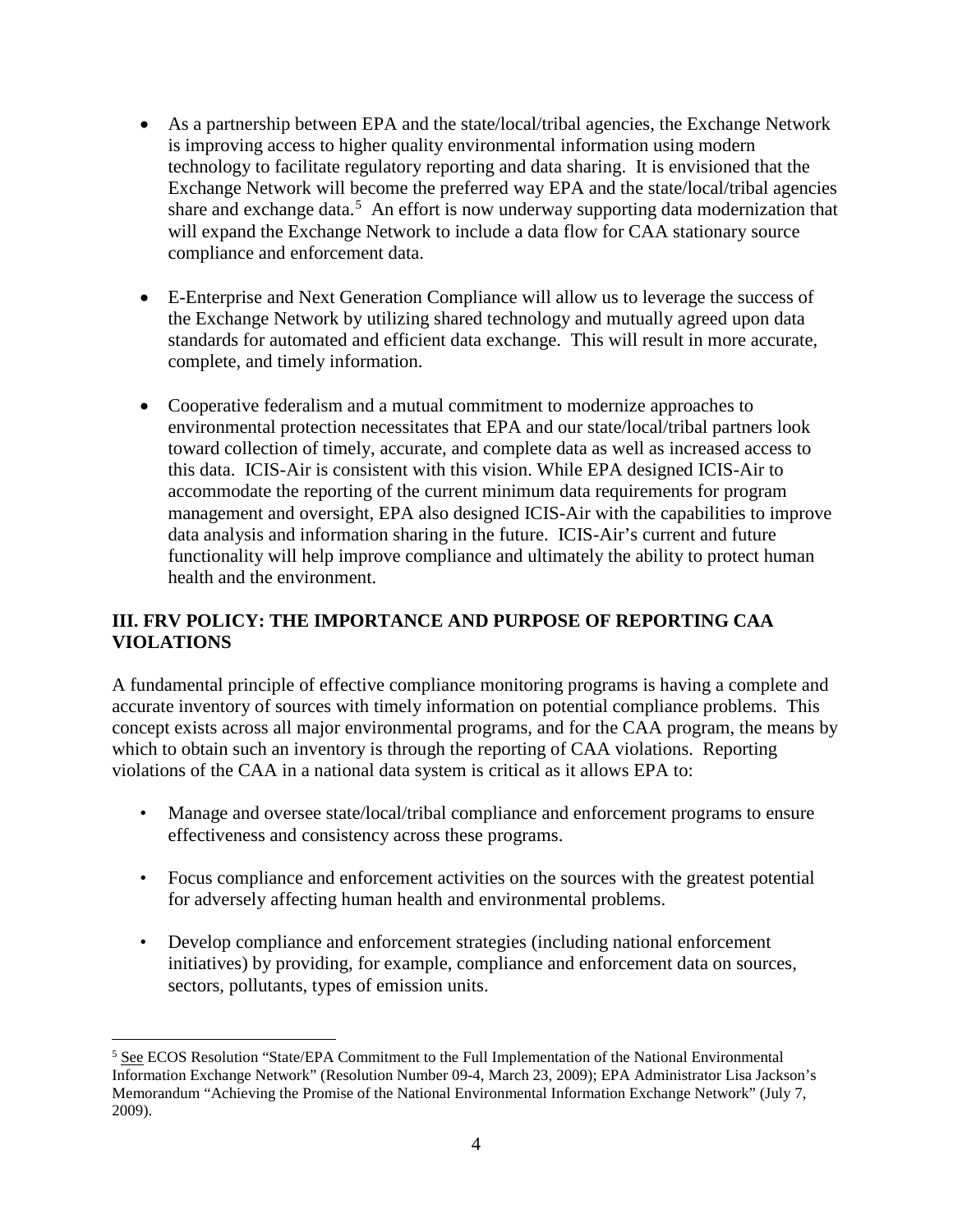- As a partnership between EPA and the state/local/tribal agencies, the Exchange Network is improving access to higher quality environmental information using modern technology to facilitate regulatory reporting and data sharing. It is envisioned that the Exchange Network will become the preferred way EPA and the state/local/tribal agencies share and exchange data.[5] An effort is now underway supporting data modernization that will expand the Exchange Network to include a data flow for CAA stationary source compliance and enforcement data.

- E-Enterprise and Next Generation Compliance will allow us to leverage the success of the Exchange Network by utilizing shared technology and mutually agreed upon data standards for automated and efficient data exchange. This will result in more accurate, complete, and timely information.

- Cooperative federalism and a mutual commitment to modernize approaches to environmental protection necessitates that EPA and our state/local/tribal partners look toward collection of timely, accurate, and complete data as well as increased access to this data. ICIS-Air is consistent with this vision. While EPA designed ICIS-Air to accommodate the reporting of the current minimum data requirements for program management and oversight, EPA also designed ICIS-Air with the capabilities to improve data analysis and information sharing in the future. ICIS-Air's current and future functionality will help improve compliance and ultimately the ability to protect human health and the environment.

## III. FRV POLICY: THE IMPORTANCE AND PURPOSE OF REPORTING CAA VIOLATIONS

A fundamental principle of effective compliance monitoring programs is having a complete and accurate inventory of sources with timely information on potential compliance problems. This concept exists across all major environmental programs, and for the CAA program, the means by which to obtain such an inventory is through the reporting of CAA violations. Reporting violations of the CAA in a national data system is critical as it allows EPA to:

- Manage and oversee state/local/tribal compliance and enforcement programs to ensure effectiveness and consistency across these programs.

- Focus compliance and enforcement activities on the sources with the greatest potential for adversely affecting human health and environmental problems.

- Develop compliance and enforcement strategies (including national enforcement initiatives) by providing, for example, compliance and enforcement data on sources, sectors, pollutants, types of emission units.

---

[5] See ECOS Resolution "State/EPA Commitment to the Full Implementation of the National Environmental Information Exchange Network" (Resolution Number 09-4, March 23, 2009); EPA Administrator Lisa Jackson's Memorandum "Achieving the Promise of the National Environmental Information Exchange Network" (July 7, 2009).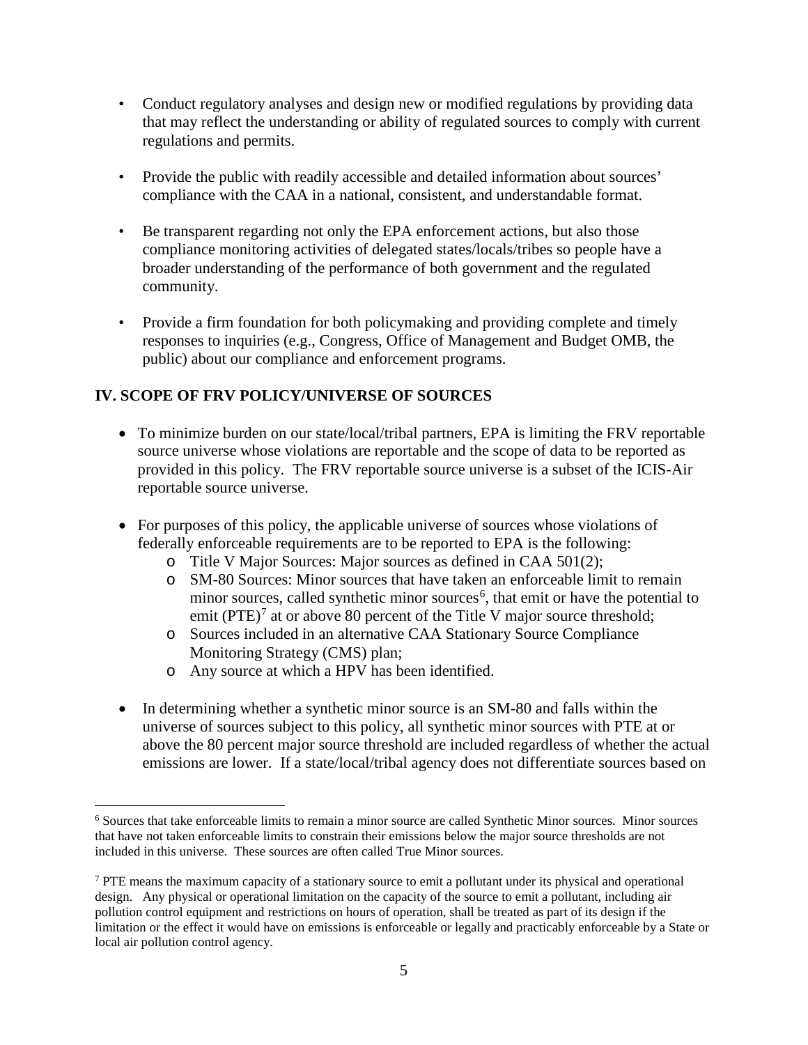- Conduct regulatory analyses and design new or modified regulations by providing data that may reflect the understanding or ability of regulated sources to comply with current regulations and permits.

- Provide the public with readily accessible and detailed information about sources' compliance with the CAA in a national, consistent, and understandable format.

- Be transparent regarding not only the EPA enforcement actions, but also those compliance monitoring activities of delegated states/locals/tribes so people have a broader understanding of the performance of both government and the regulated community.

- Provide a firm foundation for both policymaking and providing complete and timely responses to inquiries (e.g., Congress, Office of Management and Budget OMB, the public) about our compliance and enforcement programs.

## IV. SCOPE OF FRV POLICY/UNIVERSE OF SOURCES

- To minimize burden on our state/local/tribal partners, EPA is limiting the FRV reportable source universe whose violations are reportable and the scope of data to be reported as provided in this policy. The FRV reportable source universe is a subset of the ICIS-Air reportable source universe.

- For purposes of this policy, the applicable universe of sources whose violations of federally enforceable requirements are to be reported to EPA is the following:
  - Title V Major Sources: Major sources as defined in CAA 501(2);
  - SM-80 Sources: Minor sources that have taken an enforceable limit to remain minor sources, called synthetic minor sources[6], that emit or have the potential to emit (PTE)[7] at or above 80 percent of the Title V major source threshold;
  - Sources included in an alternative CAA Stationary Source Compliance Monitoring Strategy (CMS) plan;
  - Any source at which a HPV has been identified.

- In determining whether a synthetic minor source is an SM-80 and falls within the universe of sources subject to this policy, all synthetic minor sources with PTE at or above the 80 percent major source threshold are included regardless of whether the actual emissions are lower. If a state/local/tribal agency does not differentiate sources based on

---

[6] Sources that take enforceable limits to remain a minor source are called Synthetic Minor sources. Minor sources that have not taken enforceable limits to constrain their emissions below the major source thresholds are not included in this universe. These sources are often called True Minor sources.

[7] PTE means the maximum capacity of a stationary source to emit a pollutant under its physical and operational design. Any physical or operational limitation on the capacity of the source to emit a pollutant, including air pollution control equipment and restrictions on hours of operation, shall be treated as part of its design if the limitation or the effect it would have on emissions is enforceable or legally and practicably enforceable by a State or local air pollution control agency.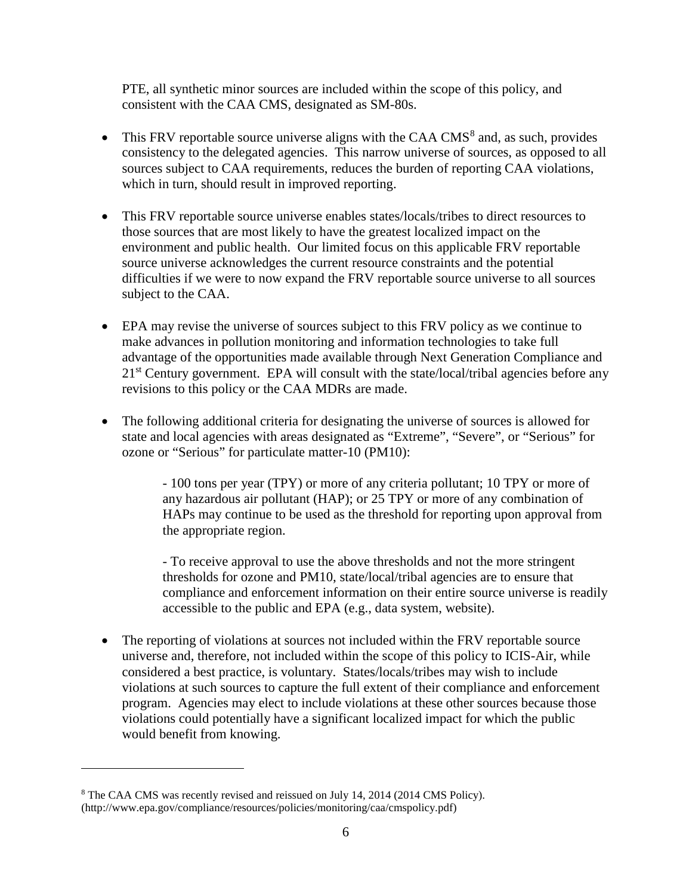PTE, all synthetic minor sources are included within the scope of this policy, and consistent with the CAA CMS, designated as SM-80s.

- This FRV reportable source universe aligns with the CAA CMS[8] and, as such, provides consistency to the delegated agencies. This narrow universe of sources, as opposed to all sources subject to CAA requirements, reduces the burden of reporting CAA violations, which in turn, should result in improved reporting.

- This FRV reportable source universe enables states/locals/tribes to direct resources to those sources that are most likely to have the greatest localized impact on the environment and public health. Our limited focus on this applicable FRV reportable source universe acknowledges the current resource constraints and the potential difficulties if we were to now expand the FRV reportable source universe to all sources subject to the CAA.

- EPA may revise the universe of sources subject to this FRV policy as we continue to make advances in pollution monitoring and information technologies to take full advantage of the opportunities made available through Next Generation Compliance and 21st Century government. EPA will consult with the state/local/tribal agencies before any revisions to this policy or the CAA MDRs are made.

- The following additional criteria for designating the universe of sources is allowed for state and local agencies with areas designated as "Extreme", "Severe", or "Serious" for ozone or "Serious" for particulate matter-10 (PM10):

  - 100 tons per year (TPY) or more of any criteria pollutant; 10 TPY or more of any hazardous air pollutant (HAP); or 25 TPY or more of any combination of HAPs may continue to be used as the threshold for reporting upon approval from the appropriate region.

  - To receive approval to use the above thresholds and not the more stringent thresholds for ozone and PM10, state/local/tribal agencies are to ensure that compliance and enforcement information on their entire source universe is readily accessible to the public and EPA (e.g., data system, website).

- The reporting of violations at sources not included within the FRV reportable source universe and, therefore, not included within the scope of this policy to ICIS-Air, while considered a best practice, is voluntary. States/locals/tribes may wish to include violations at such sources to capture the full extent of their compliance and enforcement program. Agencies may elect to include violations at these other sources because those violations could potentially have a significant localized impact for which the public would benefit from knowing.

---

[8] The CAA CMS was recently revised and reissued on July 14, 2014 (2014 CMS Policy). (http://www.epa.gov/compliance/resources/policies/monitoring/caa/cmspolicy.pdf)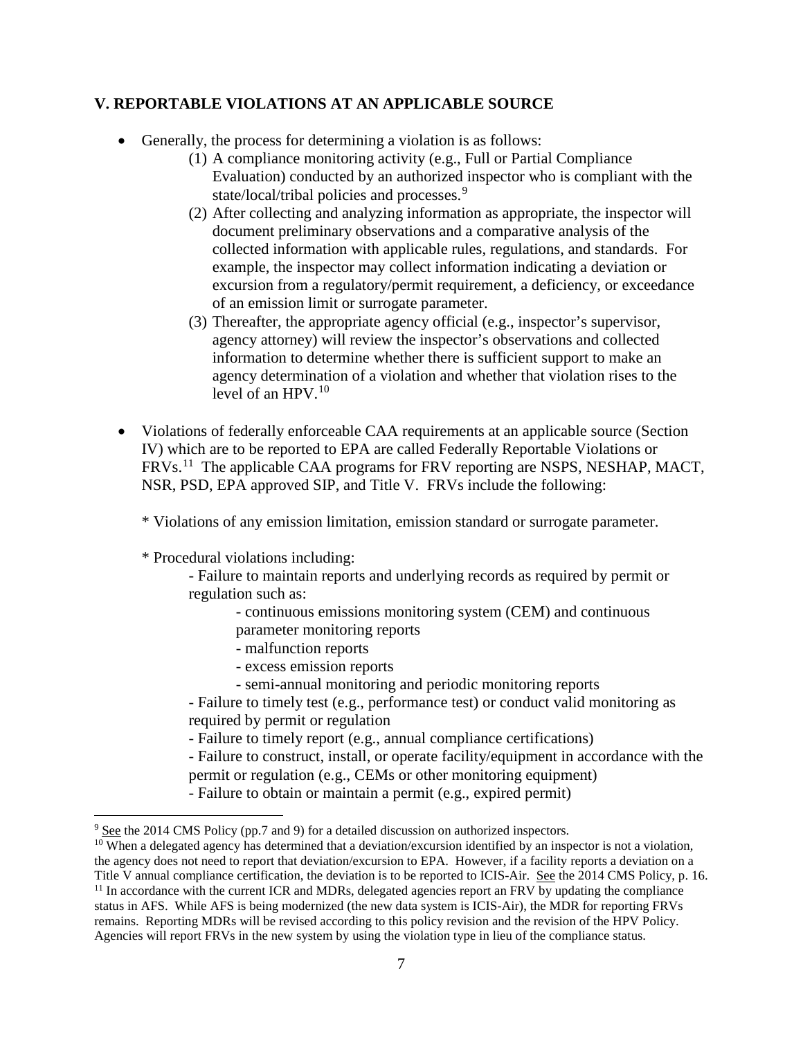## V. REPORTABLE VIOLATIONS AT AN APPLICABLE SOURCE

- Generally, the process for determining a violation is as follows:
  1. A compliance monitoring activity (e.g., Full or Partial Compliance Evaluation) conducted by an authorized inspector who is compliant with the state/local/tribal policies and processes.[9]
  2. After collecting and analyzing information as appropriate, the inspector will document preliminary observations and a comparative analysis of the collected information with applicable rules, regulations, and standards. For example, the inspector may collect information indicating a deviation or excursion from a regulatory/permit requirement, a deficiency, or exceedance of an emission limit or surrogate parameter.
  3. Thereafter, the appropriate agency official (e.g., inspector's supervisor, agency attorney) will review the inspector's observations and collected information to determine whether there is sufficient support to make an agency determination of a violation and whether that violation rises to the level of an HPV.[10]

- Violations of federally enforceable CAA requirements at an applicable source (Section IV) which are to be reported to EPA are called Federally Reportable Violations or FRVs.[11] The applicable CAA programs for FRV reporting are NSPS, NESHAP, MACT, NSR, PSD, EPA approved SIP, and Title V. FRVs include the following:

  * Violations of any emission limitation, emission standard or surrogate parameter.

  * Procedural violations including:
    - Failure to maintain reports and underlying records as required by permit or regulation such as:
      - continuous emissions monitoring system (CEM) and continuous parameter monitoring reports
      - malfunction reports
      - excess emission reports
      - semi-annual monitoring and periodic monitoring reports
    - Failure to timely test (e.g., performance test) or conduct valid monitoring as required by permit or regulation
    - Failure to timely report (e.g., annual compliance certifications)
    - Failure to construct, install, or operate facility/equipment in accordance with the permit or regulation (e.g., CEMs or other monitoring equipment)
    - Failure to obtain or maintain a permit (e.g., expired permit)

---

[9] See the 2014 CMS Policy (pp.7 and 9) for a detailed discussion on authorized inspectors.

[10] When a delegated agency has determined that a deviation/excursion identified by an inspector is not a violation, the agency does not need to report that deviation/excursion to EPA. However, if a facility reports a deviation on a Title V annual compliance certification, the deviation is to be reported to ICIS-Air. See the 2014 CMS Policy, p. 16.

[11] In accordance with the current ICR and MDRs, delegated agencies report an FRV by updating the compliance status in AFS. While AFS is being modernized (the new data system is ICIS-Air), the MDR for reporting FRVs remains. Reporting MDRs will be revised according to this policy revision and the revision of the HPV Policy. Agencies will report FRVs in the new system by using the violation type in lieu of the compliance status.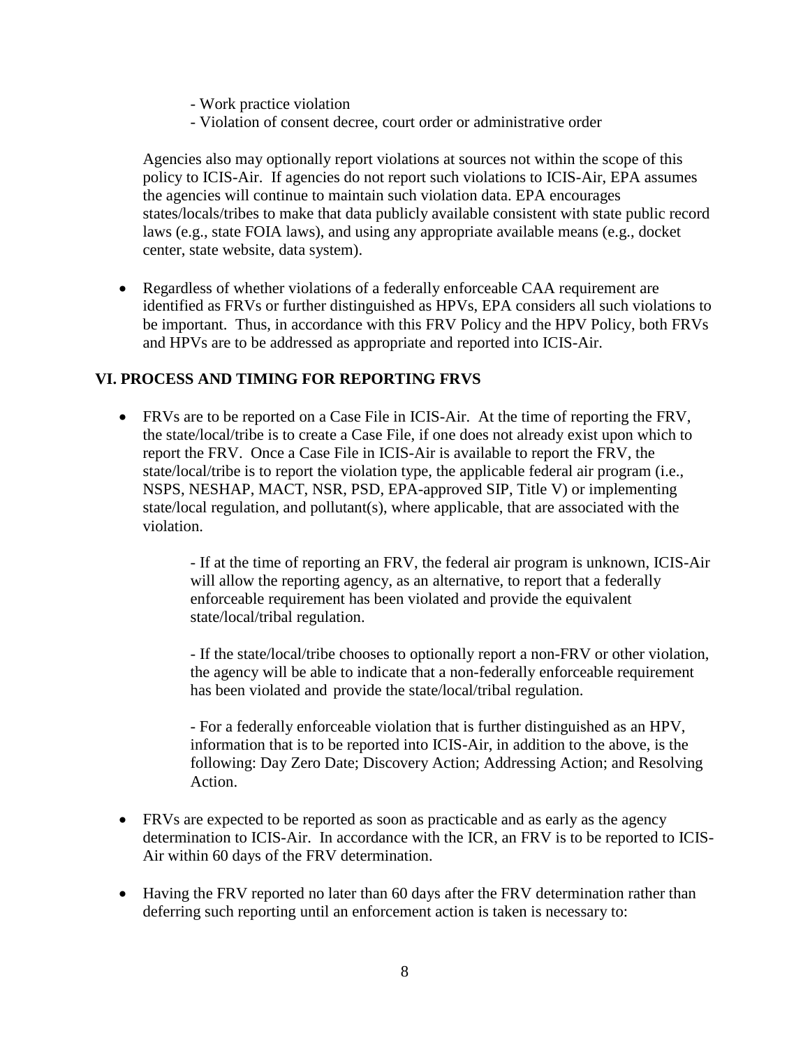- Work practice violation
- Violation of consent decree, court order or administrative order

Agencies also may optionally report violations at sources not within the scope of this policy to ICIS-Air. If agencies do not report such violations to ICIS-Air, EPA assumes the agencies will continue to maintain such violation data. EPA encourages states/locals/tribes to make that data publicly available consistent with state public record laws (e.g., state FOIA laws), and using any appropriate available means (e.g., docket center, state website, data system).

- Regardless of whether violations of a federally enforceable CAA requirement are identified as FRVs or further distinguished as HPVs, EPA considers all such violations to be important. Thus, in accordance with this FRV Policy and the HPV Policy, both FRVs and HPVs are to be addressed as appropriate and reported into ICIS-Air.

## VI. PROCESS AND TIMING FOR REPORTING FRVS

- FRVs are to be reported on a Case File in ICIS-Air. At the time of reporting the FRV, the state/local/tribe is to create a Case File, if one does not already exist upon which to report the FRV. Once a Case File in ICIS-Air is available to report the FRV, the state/local/tribe is to report the violation type, the applicable federal air program (i.e., NSPS, NESHAP, MACT, NSR, PSD, EPA-approved SIP, Title V) or implementing state/local regulation, and pollutant(s), where applicable, that are associated with the violation.

  - If at the time of reporting an FRV, the federal air program is unknown, ICIS-Air will allow the reporting agency, as an alternative, to report that a federally enforceable requirement has been violated and provide the equivalent state/local/tribal regulation.

  - If the state/local/tribe chooses to optionally report a non-FRV or other violation, the agency will be able to indicate that a non-federally enforceable requirement has been violated and provide the state/local/tribal regulation.

  - For a federally enforceable violation that is further distinguished as an HPV, information that is to be reported into ICIS-Air, in addition to the above, is the following: Day Zero Date; Discovery Action; Addressing Action; and Resolving Action.

- FRVs are expected to be reported as soon as practicable and as early as the agency determination to ICIS-Air. In accordance with the ICR, an FRV is to be reported to ICIS-Air within 60 days of the FRV determination.

- Having the FRV reported no later than 60 days after the FRV determination rather than deferring such reporting until an enforcement action is taken is necessary to: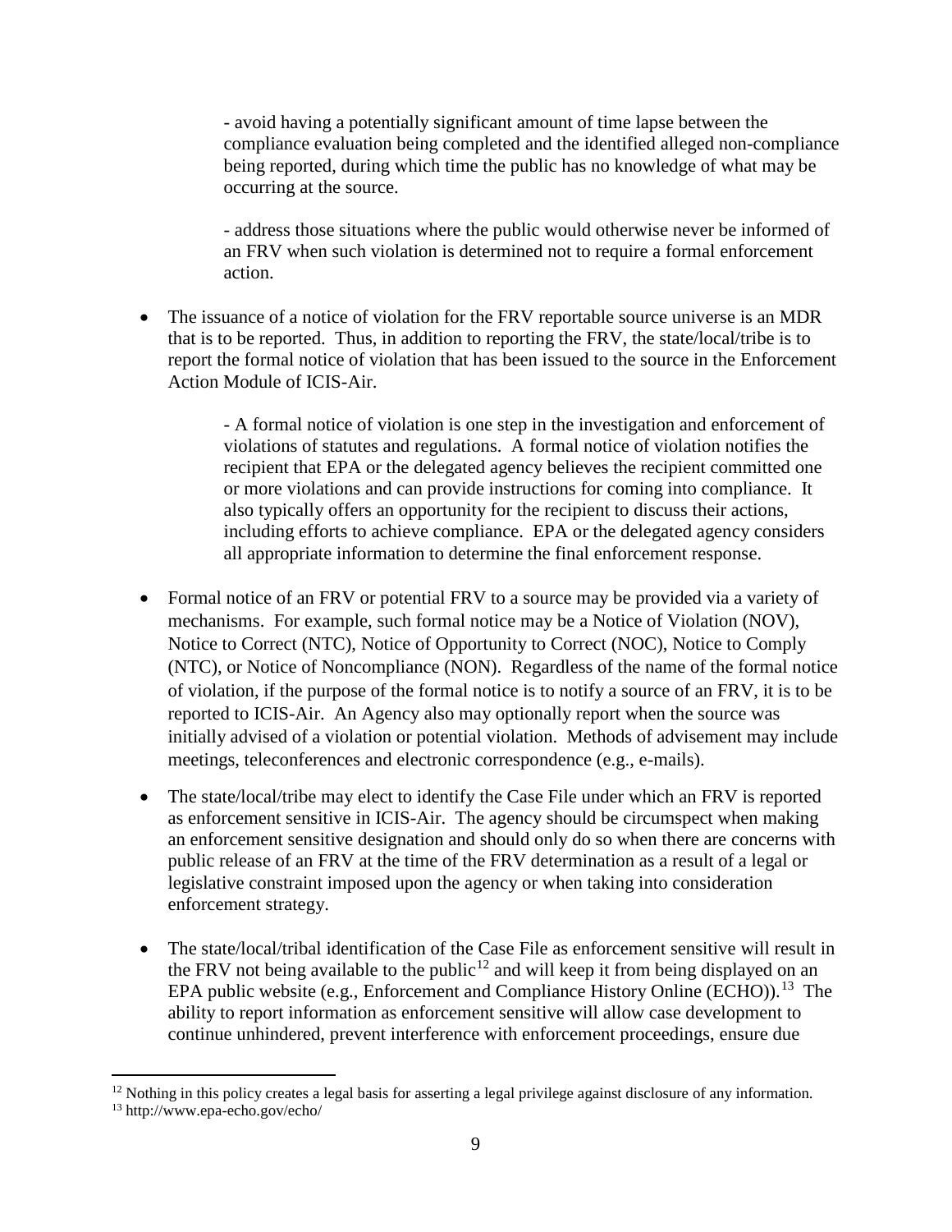- avoid having a potentially significant amount of time lapse between the compliance evaluation being completed and the identified alleged non-compliance being reported, during which time the public has no knowledge of what may be occurring at the source.

- address those situations where the public would otherwise never be informed of an FRV when such violation is determined not to require a formal enforcement action.

- The issuance of a notice of violation for the FRV reportable source universe is an MDR that is to be reported. Thus, in addition to reporting the FRV, the state/local/tribe is to report the formal notice of violation that has been issued to the source in the Enforcement Action Module of ICIS-Air.

  - A formal notice of violation is one step in the investigation and enforcement of violations of statutes and regulations. A formal notice of violation notifies the recipient that EPA or the delegated agency believes the recipient committed one or more violations and can provide instructions for coming into compliance. It also typically offers an opportunity for the recipient to discuss their actions, including efforts to achieve compliance. EPA or the delegated agency considers all appropriate information to determine the final enforcement response.

- Formal notice of an FRV or potential FRV to a source may be provided via a variety of mechanisms. For example, such formal notice may be a Notice of Violation (NOV), Notice to Correct (NTC), Notice of Opportunity to Correct (NOC), Notice to Comply (NTC), or Notice of Noncompliance (NON). Regardless of the name of the formal notice of violation, if the purpose of the formal notice is to notify a source of an FRV, it is to be reported to ICIS-Air. An Agency also may optionally report when the source was initially advised of a violation or potential violation. Methods of advisement may include meetings, teleconferences and electronic correspondence (e.g., e-mails).

- The state/local/tribe may elect to identify the Case File under which an FRV is reported as enforcement sensitive in ICIS-Air. The agency should be circumspect when making an enforcement sensitive designation and should only do so when there are concerns with public release of an FRV at the time of the FRV determination as a result of a legal or legislative constraint imposed upon the agency or when taking into consideration enforcement strategy.

- The state/local/tribal identification of the Case File as enforcement sensitive will result in the FRV not being available to the public[12] and will keep it from being displayed on an EPA public website (e.g., Enforcement and Compliance History Online (ECHO)).[13] The ability to report information as enforcement sensitive will allow case development to continue unhindered, prevent interference with enforcement proceedings, ensure due

[12] Nothing in this policy creates a legal basis for asserting a legal privilege against disclosure of any information.

[13] http://www.epa-echo.gov/echo/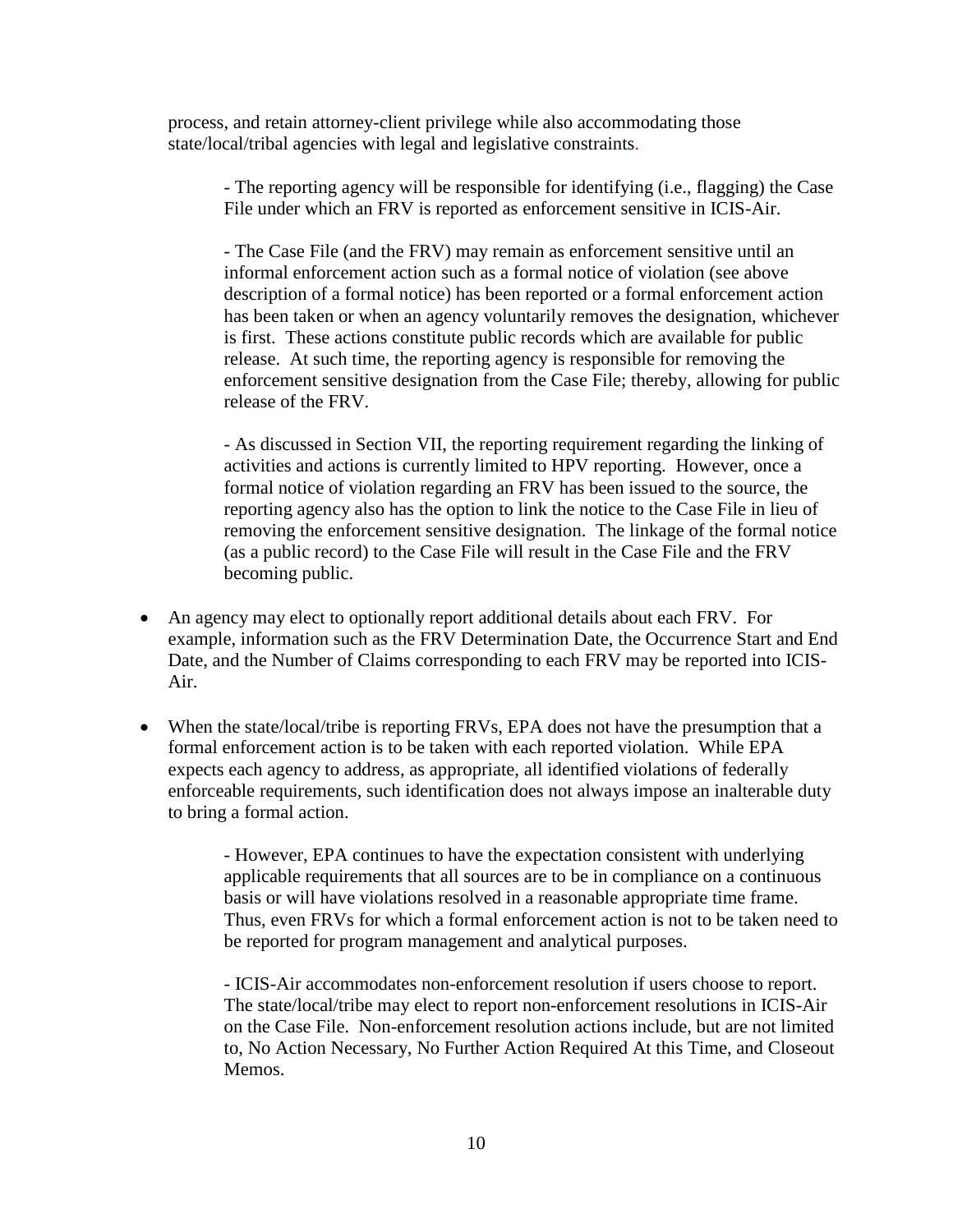process, and retain attorney-client privilege while also accommodating those state/local/tribal agencies with legal and legislative constraints.

- The reporting agency will be responsible for identifying (i.e., flagging) the Case File under which an FRV is reported as enforcement sensitive in ICIS-Air.

- The Case File (and the FRV) may remain as enforcement sensitive until an informal enforcement action such as a formal notice of violation (see above description of a formal notice) has been reported or a formal enforcement action has been taken or when an agency voluntarily removes the designation, whichever is first. These actions constitute public records which are available for public release. At such time, the reporting agency is responsible for removing the enforcement sensitive designation from the Case File; thereby, allowing for public release of the FRV.

- As discussed in Section VII, the reporting requirement regarding the linking of activities and actions is currently limited to HPV reporting. However, once a formal notice of violation regarding an FRV has been issued to the source, the reporting agency also has the option to link the notice to the Case File in lieu of removing the enforcement sensitive designation. The linkage of the formal notice (as a public record) to the Case File will result in the Case File and the FRV becoming public.

- An agency may elect to optionally report additional details about each FRV. For example, information such as the FRV Determination Date, the Occurrence Start and End Date, and the Number of Claims corresponding to each FRV may be reported into ICIS-Air.

- When the state/local/tribe is reporting FRVs, EPA does not have the presumption that a formal enforcement action is to be taken with each reported violation. While EPA expects each agency to address, as appropriate, all identified violations of federally enforceable requirements, such identification does not always impose an inalterable duty to bring a formal action.

  - However, EPA continues to have the expectation consistent with underlying applicable requirements that all sources are to be in compliance on a continuous basis or will have violations resolved in a reasonable appropriate time frame. Thus, even FRVs for which a formal enforcement action is not to be taken need to be reported for program management and analytical purposes.

  - ICIS-Air accommodates non-enforcement resolution if users choose to report. The state/local/tribe may elect to report non-enforcement resolutions in ICIS-Air on the Case File. Non-enforcement resolution actions include, but are not limited to, No Action Necessary, No Further Action Required At this Time, and Closeout Memos.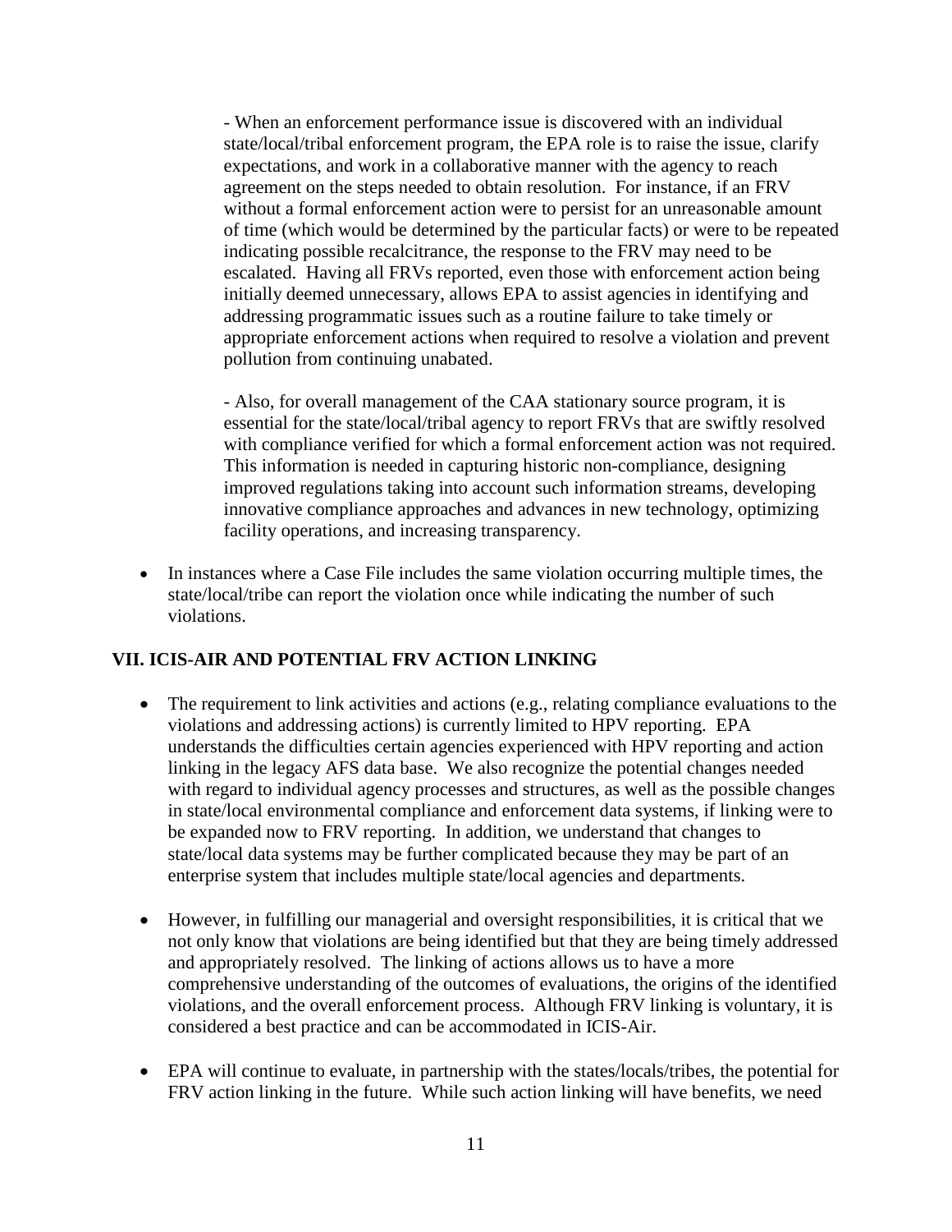- When an enforcement performance issue is discovered with an individual state/local/tribal enforcement program, the EPA role is to raise the issue, clarify expectations, and work in a collaborative manner with the agency to reach agreement on the steps needed to obtain resolution. For instance, if an FRV without a formal enforcement action were to persist for an unreasonable amount of time (which would be determined by the particular facts) or were to be repeated indicating possible recalcitrance, the response to the FRV may need to be escalated. Having all FRVs reported, even those with enforcement action being initially deemed unnecessary, allows EPA to assist agencies in identifying and addressing programmatic issues such as a routine failure to take timely or appropriate enforcement actions when required to resolve a violation and prevent pollution from continuing unabated.

- Also, for overall management of the CAA stationary source program, it is essential for the state/local/tribal agency to report FRVs that are swiftly resolved with compliance verified for which a formal enforcement action was not required. This information is needed in capturing historic non-compliance, designing improved regulations taking into account such information streams, developing innovative compliance approaches and advances in new technology, optimizing facility operations, and increasing transparency.

- In instances where a Case File includes the same violation occurring multiple times, the state/local/tribe can report the violation once while indicating the number of such violations.

## VII. ICIS-AIR AND POTENTIAL FRV ACTION LINKING

- The requirement to link activities and actions (e.g., relating compliance evaluations to the violations and addressing actions) is currently limited to HPV reporting. EPA understands the difficulties certain agencies experienced with HPV reporting and action linking in the legacy AFS data base. We also recognize the potential changes needed with regard to individual agency processes and structures, as well as the possible changes in state/local environmental compliance and enforcement data systems, if linking were to be expanded now to FRV reporting. In addition, we understand that changes to state/local data systems may be further complicated because they may be part of an enterprise system that includes multiple state/local agencies and departments.

- However, in fulfilling our managerial and oversight responsibilities, it is critical that we not only know that violations are being identified but that they are being timely addressed and appropriately resolved. The linking of actions allows us to have a more comprehensive understanding of the outcomes of evaluations, the origins of the identified violations, and the overall enforcement process. Although FRV linking is voluntary, it is considered a best practice and can be accommodated in ICIS-Air.

- EPA will continue to evaluate, in partnership with the states/locals/tribes, the potential for FRV action linking in the future. While such action linking will have benefits, we need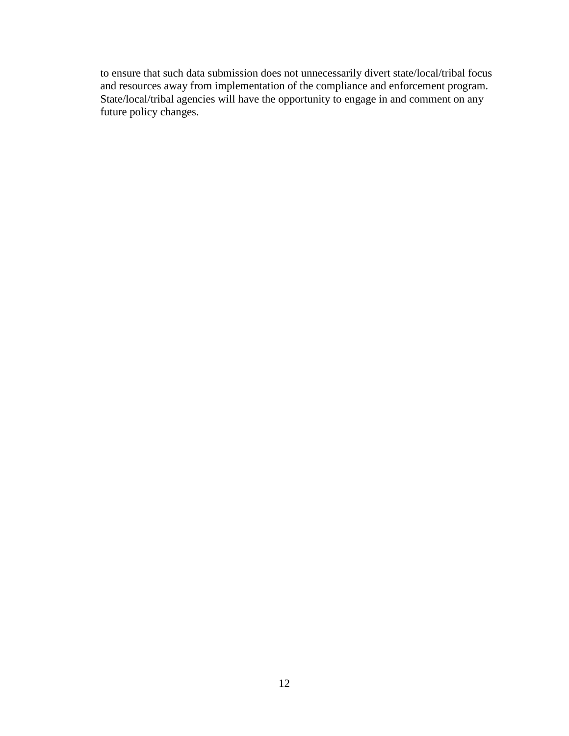to ensure that such data submission does not unnecessarily divert state/local/tribal focus and resources away from implementation of the compliance and enforcement program. State/local/tribal agencies will have the opportunity to engage in and comment on any future policy changes.